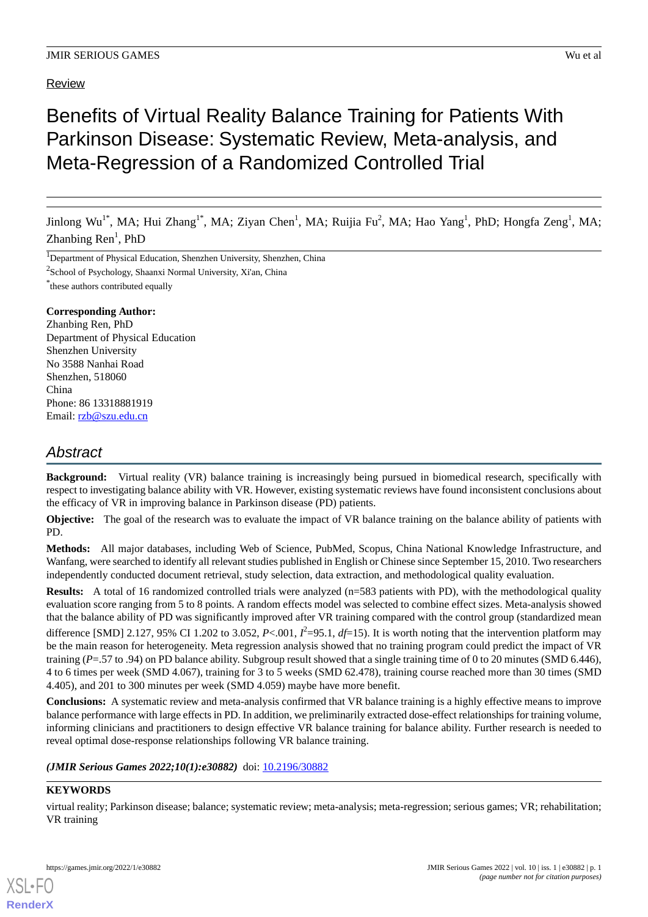Review

# Benefits of Virtual Reality Balance Training for Patients With Parkinson Disease: Systematic Review, Meta-analysis, and Meta-Regression of a Randomized Controlled Trial

Jinlong Wu[1*], MA; Hui Zhang[1*], MA; Ziyan Chen[1], MA; Ruijia Fu[2], MA; Hao Yang[1], PhD; Hongfa Zeng[1], MA; Zhanbing Ren[1], PhD

[1]Department of Physical Education, Shenzhen University, Shenzhen, China

[2]School of Psychology, Shaanxi Normal University, Xi'an, China

[*]these authors contributed equally

**Corresponding Author:**
Zhanbing Ren, PhD
Department of Physical Education
Shenzhen University
No 3588 Nanhai Road
Shenzhen, 518060
China
Phone: 86 13318881919
Email: rzb@szu.edu.cn

## Abstract

**Background:** Virtual reality (VR) balance training is increasingly being pursued in biomedical research, specifically with respect to investigating balance ability with VR. However, existing systematic reviews have found inconsistent conclusions about the efficacy of VR in improving balance in Parkinson disease (PD) patients.

**Objective:** The goal of the research was to evaluate the impact of VR balance training on the balance ability of patients with PD.

**Methods:** All major databases, including Web of Science, PubMed, Scopus, China National Knowledge Infrastructure, and Wanfang, were searched to identify all relevant studies published in English or Chinese since September 15, 2010. Two researchers independently conducted document retrieval, study selection, data extraction, and methodological quality evaluation.

**Results:** A total of 16 randomized controlled trials were analyzed (n=583 patients with PD), with the methodological quality evaluation score ranging from 5 to 8 points. A random effects model was selected to combine effect sizes. Meta-analysis showed that the balance ability of PD was significantly improved after VR training compared with the control group (standardized mean difference [SMD] 2.127, 95% CI 1.202 to 3.052, $P$<.001, $I^2$=95.1, $df$=15). It is worth noting that the intervention platform may be the main reason for heterogeneity. Meta regression analysis showed that no training program could predict the impact of VR training ($P$=.57 to .94) on PD balance ability. Subgroup result showed that a single training time of 0 to 20 minutes (SMD 6.446), 4 to 6 times per week (SMD 4.067), training for 3 to 5 weeks (SMD 62.478), training course reached more than 30 times (SMD 4.405), and 201 to 300 minutes per week (SMD 4.059) maybe have more benefit.

**Conclusions:** A systematic review and meta-analysis confirmed that VR balance training is a highly effective means to improve balance performance with large effects in PD. In addition, we preliminarily extracted dose-effect relationships for training volume, informing clinicians and practitioners to design effective VR balance training for balance ability. Further research is needed to reveal optimal dose-response relationships following VR balance training.

***(JMIR Serious Games 2022;10(1):e30882)*** doi: 10.2196/30882

**KEYWORDS**

virtual reality; Parkinson disease; balance; systematic review; meta-analysis; meta-regression; serious games; VR; rehabilitation; VR training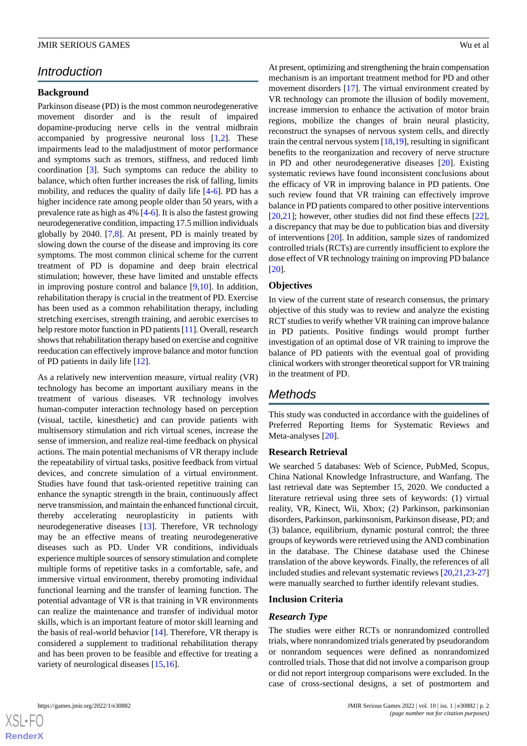## Introduction

### Background

Parkinson disease (PD) is the most common neurodegenerative movement disorder and is the result of impaired dopamine-producing nerve cells in the ventral midbrain accompanied by progressive neuronal loss [1,2]. These impairments lead to the maladjustment of motor performance and symptoms such as tremors, stiffness, and reduced limb coordination [3]. Such symptoms can reduce the ability to balance, which often further increases the risk of falling, limits mobility, and reduces the quality of daily life [4-6]. PD has a higher incidence rate among people older than 50 years, with a prevalence rate as high as 4% [4-6]. It is also the fastest growing neurodegenerative condition, impacting 17.5 million individuals globally by 2040. [7,8]. At present, PD is mainly treated by slowing down the course of the disease and improving its core symptoms. The most common clinical scheme for the current treatment of PD is dopamine and deep brain electrical stimulation; however, these have limited and unstable effects in improving posture control and balance [9,10]. In addition, rehabilitation therapy is crucial in the treatment of PD. Exercise has been used as a common rehabilitation therapy, including stretching exercises, strength training, and aerobic exercises to help restore motor function in PD patients [11]. Overall, research shows that rehabilitation therapy based on exercise and cognitive reeducation can effectively improve balance and motor function of PD patients in daily life [12].

As a relatively new intervention measure, virtual reality (VR) technology has become an important auxiliary means in the treatment of various diseases. VR technology involves human-computer interaction technology based on perception (visual, tactile, kinesthetic) and can provide patients with multisensory stimulation and rich virtual scenes, increase the sense of immersion, and realize real-time feedback on physical actions. The main potential mechanisms of VR therapy include the repeatability of virtual tasks, positive feedback from virtual devices, and concrete simulation of a virtual environment. Studies have found that task-oriented repetitive training can enhance the synaptic strength in the brain, continuously affect nerve transmission, and maintain the enhanced functional circuit, thereby accelerating neuroplasticity in patients with neurodegenerative diseases [13]. Therefore, VR technology may be an effective means of treating neurodegenerative diseases such as PD. Under VR conditions, individuals experience multiple sources of sensory stimulation and complete multiple forms of repetitive tasks in a comfortable, safe, and immersive virtual environment, thereby promoting individual functional learning and the transfer of learning function. The potential advantage of VR is that training in VR environments can realize the maintenance and transfer of individual motor skills, which is an important feature of motor skill learning and the basis of real-world behavior [14]. Therefore, VR therapy is considered a supplement to traditional rehabilitation therapy and has been proven to be feasible and effective for treating a variety of neurological diseases [15,16].

At present, optimizing and strengthening the brain compensation mechanism is an important treatment method for PD and other movement disorders [17]. The virtual environment created by VR technology can promote the illusion of bodily movement, increase immersion to enhance the activation of motor brain regions, mobilize the changes of brain neural plasticity, reconstruct the synapses of nervous system cells, and directly train the central nervous system [18,19], resulting in significant benefits to the reorganization and recovery of nerve structure in PD and other neurodegenerative diseases [20]. Existing systematic reviews have found inconsistent conclusions about the efficacy of VR in improving balance in PD patients. One such review found that VR training can effectively improve balance in PD patients compared to other positive interventions [20,21]; however, other studies did not find these effects [22], a discrepancy that may be due to publication bias and diversity of interventions [20]. In addition, sample sizes of randomized controlled trials (RCTs) are currently insufficient to explore the dose effect of VR technology training on improving PD balance [20].

### Objectives

In view of the current state of research consensus, the primary objective of this study was to review and analyze the existing RCT studies to verify whether VR training can improve balance in PD patients. Positive findings would prompt further investigation of an optimal dose of VR training to improve the balance of PD patients with the eventual goal of providing clinical workers with stronger theoretical support for VR training in the treatment of PD.

## Methods

This study was conducted in accordance with the guidelines of Preferred Reporting Items for Systematic Reviews and Meta-analyses [20].

### Research Retrieval

We searched 5 databases: Web of Science, PubMed, Scopus, China National Knowledge Infrastructure, and Wanfang. The last retrieval date was September 15, 2020. We conducted a literature retrieval using three sets of keywords: (1) virtual reality, VR, Kinect, Wii, Xbox; (2) Parkinson, parkinsonian disorders, Parkinson, parkinsonism, Parkinson disease, PD; and (3) balance, equilibrium, dynamic postural control; the three groups of keywords were retrieved using the AND combination in the database. The Chinese database used the Chinese translation of the above keywords. Finally, the references of all included studies and relevant systematic reviews [20,21,23-27] were manually searched to further identify relevant studies.

### Inclusion Criteria

#### *Research Type*

The studies were either RCTs or nonrandomized controlled trials, where nonrandomized trials generated by pseudorandom or nonrandom sequences were defined as nonrandomized controlled trials. Those that did not involve a comparison group or did not report intergroup comparisons were excluded. In the case of cross-sectional designs, a set of postmortem and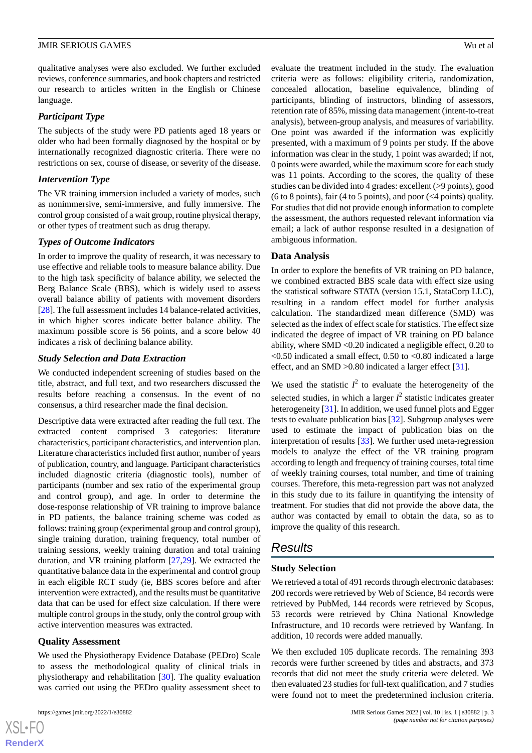qualitative analyses were also excluded. We further excluded reviews, conference summaries, and book chapters and restricted our research to articles written in the English or Chinese language.

### Participant Type

The subjects of the study were PD patients aged 18 years or older who had been formally diagnosed by the hospital or by internationally recognized diagnostic criteria. There were no restrictions on sex, course of disease, or severity of the disease.

### Intervention Type

The VR training immersion included a variety of modes, such as nonimmersive, semi-immersive, and fully immersive. The control group consisted of a wait group, routine physical therapy, or other types of treatment such as drug therapy.

### Types of Outcome Indicators

In order to improve the quality of research, it was necessary to use effective and reliable tools to measure balance ability. Due to the high task specificity of balance ability, we selected the Berg Balance Scale (BBS), which is widely used to assess overall balance ability of patients with movement disorders [28]. The full assessment includes 14 balance-related activities, in which higher scores indicate better balance ability. The maximum possible score is 56 points, and a score below 40 indicates a risk of declining balance ability.

### Study Selection and Data Extraction

We conducted independent screening of studies based on the title, abstract, and full text, and two researchers discussed the results before reaching a consensus. In the event of no consensus, a third researcher made the final decision.

Descriptive data were extracted after reading the full text. The extracted content comprised 3 categories: literature characteristics, participant characteristics, and intervention plan. Literature characteristics included first author, number of years of publication, country, and language. Participant characteristics included diagnostic criteria (diagnostic tools), number of participants (number and sex ratio of the experimental group and control group), and age. In order to determine the dose-response relationship of VR training to improve balance in PD patients, the balance training scheme was coded as follows: training group (experimental group and control group), single training duration, training frequency, total number of training sessions, weekly training duration and total training duration, and VR training platform [27,29]. We extracted the quantitative balance data in the experimental and control group in each eligible RCT study (ie, BBS scores before and after intervention were extracted), and the results must be quantitative data that can be used for effect size calculation. If there were multiple control groups in the study, only the control group with active intervention measures was extracted.

### Quality Assessment

We used the Physiotherapy Evidence Database (PEDro) Scale to assess the methodological quality of clinical trials in physiotherapy and rehabilitation [30]. The quality evaluation was carried out using the PEDro quality assessment sheet to evaluate the treatment included in the study. The evaluation criteria were as follows: eligibility criteria, randomization, concealed allocation, baseline equivalence, blinding of participants, blinding of instructors, blinding of assessors, retention rate of 85%, missing data management (intent-to-treat analysis), between-group analysis, and measures of variability. One point was awarded if the information was explicitly presented, with a maximum of 9 points per study. If the above information was clear in the study, 1 point was awarded; if not, 0 points were awarded, while the maximum score for each study was 11 points. According to the scores, the quality of these studies can be divided into 4 grades: excellent (>9 points), good (6 to 8 points), fair (4 to 5 points), and poor (<4 points) quality. For studies that did not provide enough information to complete the assessment, the authors requested relevant information via email; a lack of author response resulted in a designation of ambiguous information.

### Data Analysis

In order to explore the benefits of VR training on PD balance, we combined extracted BBS scale data with effect size using the statistical software STATA (version 15.1, StataCorp LLC), resulting in a random effect model for further analysis calculation. The standardized mean difference (SMD) was selected as the index of effect scale for statistics. The effect size indicated the degree of impact of VR training on PD balance ability, where SMD <0.20 indicated a negligible effect, 0.20 to <0.50 indicated a small effect, 0.50 to <0.80 indicated a large effect, and an SMD >0.80 indicated a larger effect [31].

We used the statistic $I^2$ to evaluate the heterogeneity of the selected studies, in which a larger $I^2$ statistic indicates greater heterogeneity [31]. In addition, we used funnel plots and Egger tests to evaluate publication bias [32]. Subgroup analyses were used to estimate the impact of publication bias on the interpretation of results [33]. We further used meta-regression models to analyze the effect of the VR training program according to length and frequency of training courses, total time of weekly training courses, total number, and time of training courses. Therefore, this meta-regression part was not analyzed in this study due to its failure in quantifying the intensity of treatment. For studies that did not provide the above data, the author was contacted by email to obtain the data, so as to improve the quality of this research.

## Results

### Study Selection

We retrieved a total of 491 records through electronic databases: 200 records were retrieved by Web of Science, 84 records were retrieved by PubMed, 144 records were retrieved by Scopus, 53 records were retrieved by China National Knowledge Infrastructure, and 10 records were retrieved by Wanfang. In addition, 10 records were added manually.

We then excluded 105 duplicate records. The remaining 393 records were further screened by titles and abstracts, and 373 records that did not meet the study criteria were deleted. We then evaluated 23 studies for full-text qualification, and 7 studies were found not to meet the predetermined inclusion criteria.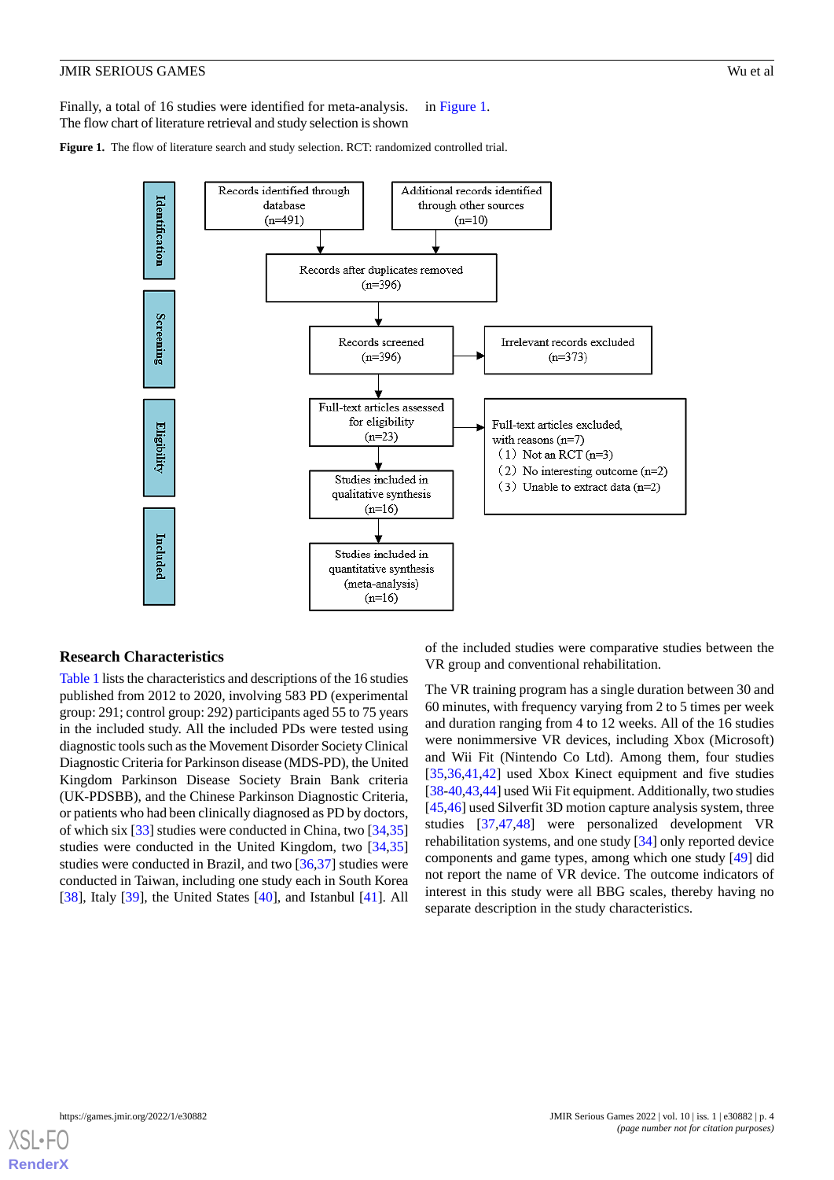Finally, a total of 16 studies were identified for meta-analysis. The flow chart of literature retrieval and study selection is shown in Figure 1.

**Figure 1.** The flow of literature search and study selection. RCT: randomized controlled trial.

Identification

Records identified through database (n=491)

Additional records identified through other sources (n=10)

Records after duplicates removed (n=396)

Screening

Records screened (n=396)

Irrelevant records excluded (n=373)

Eligibility

Full-text articles assessed for eligibility (n=23)

Full-text articles excluded, with reasons (n=7)
（1）Not an RCT (n=3)
（2）No interesting outcome (n=2)
（3）Unable to extract data (n=2)

Studies included in qualitative synthesis (n=16)

Included

Studies included in quantitative synthesis (meta-analysis) (n=16)

## Research Characteristics

Table 1 lists the characteristics and descriptions of the 16 studies published from 2012 to 2020, involving 583 PD (experimental group: 291; control group: 292) participants aged 55 to 75 years in the included study. All the included PDs were tested using diagnostic tools such as the Movement Disorder Society Clinical Diagnostic Criteria for Parkinson disease (MDS-PD), the United Kingdom Parkinson Disease Society Brain Bank criteria (UK-PDSBB), and the Chinese Parkinson Diagnostic Criteria, or patients who had been clinically diagnosed as PD by doctors, of which six [33] studies were conducted in China, two [34,35] studies were conducted in the United Kingdom, two [34,35] studies were conducted in Brazil, and two [36,37] studies were conducted in Taiwan, including one study each in South Korea [38], Italy [39], the United States [40], and Istanbul [41]. All of the included studies were comparative studies between the VR group and conventional rehabilitation.

The VR training program has a single duration between 30 and 60 minutes, with frequency varying from 2 to 5 times per week and duration ranging from 4 to 12 weeks. All of the 16 studies were nonimmersive VR devices, including Xbox (Microsoft) and Wii Fit (Nintendo Co Ltd). Among them, four studies [35,36,41,42] used Xbox Kinect equipment and five studies [38-40,43,44] used Wii Fit equipment. Additionally, two studies [45,46] used Silverfit 3D motion capture analysis system, three studies [37,47,48] were personalized development VR rehabilitation systems, and one study [34] only reported device components and game types, among which one study [49] did not report the name of VR device. The outcome indicators of interest in this study were all BBG scales, thereby having no separate description in the study characteristics.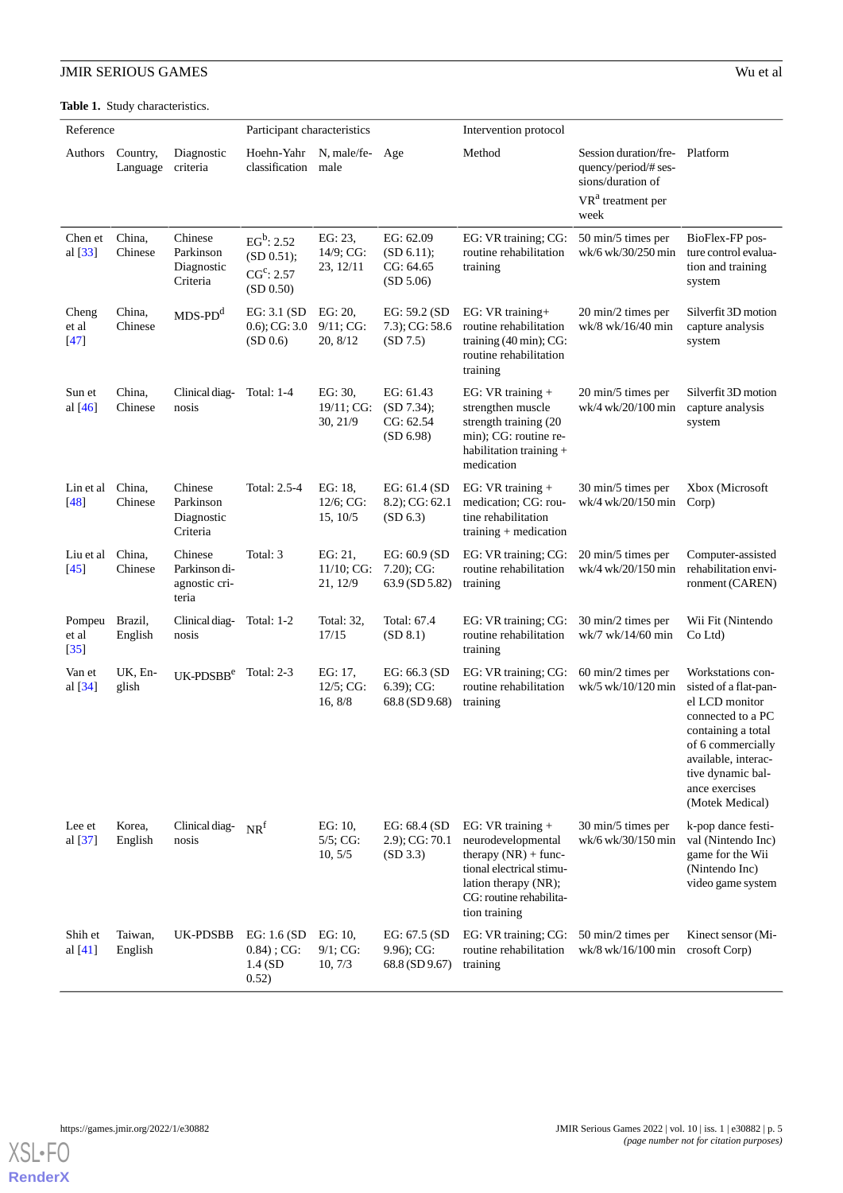**Table 1.** Study characteristics.

| Reference | | | Participant characteristics | | | Intervention protocol | | |
|---|---|---|---|---|---|---|---|---|
| Authors | Country, Language | Diagnostic criteria | Hoehn-Yahr classification | N, male/female | Age | Method | Session duration/frequency/period/# sessions/duration of VR[a] treatment per week | Platform |
| Chen et al [33] | China, Chinese | Chinese Parkinson Diagnostic Criteria | EG[b]: 2.52 (SD 0.51); CG[c]: 2.57 (SD 0.50) | EG: 23, 14/9; CG: 23, 12/11 | EG: 62.09 (SD 6.11); CG: 64.65 (SD 5.06) | EG: VR training; CG: routine rehabilitation training | 50 min/5 times per wk/6 wk/30/250 min | BioFlex-FP posture control evaluation and training system |
| Cheng et al [47] | China, Chinese | MDS-PD[d] | EG: 3.1 (SD 0.6); CG: 3.0 (SD 0.6) | EG: 20, 9/11; CG: 20, 8/12 | EG: 59.2 (SD 7.3); CG: 58.6 (SD 7.5) | EG: VR training+ routine rehabilitation training (40 min); CG: routine rehabilitation training | 20 min/2 times per wk/8 wk/16/40 min | Silverfit 3D motion capture analysis system |
| Sun et al [46] | China, Chinese | Clinical diagnosis | Total: 1-4 | EG: 30, 19/11; CG: 30, 21/9 | EG: 61.43 (SD 7.34); CG: 62.54 (SD 6.98) | EG: VR training + strengthen muscle strength training (20 min); CG: routine rehabilitation training + medication | 20 min/5 times per wk/4 wk/20/100 min | Silverfit 3D motion capture analysis system |
| Lin et al [48] | China, Chinese | Chinese Parkinson Diagnostic Criteria | Total: 2.5-4 | EG: 18, 12/6; CG: 15, 10/5 | EG: 61.4 (SD 8.2); CG: 62.1 (SD 6.3) | EG: VR training + medication; CG: routine rehabilitation training + medication | 30 min/5 times per wk/4 wk/20/150 min | Xbox (Microsoft Corp) |
| Liu et al [45] | China, Chinese | Chinese Parkinson diagnostic criteria | Total: 3 | EG: 21, 11/10; CG: 21, 12/9 | EG: 60.9 (SD 7.20); CG: 63.9 (SD 5.82) | EG: VR training; CG: routine rehabilitation training | 20 min/5 times per wk/4 wk/20/150 min | Computer-assisted rehabilitation environment (CAREN) |
| Pompeu et al [35] | Brazil, English | Clinical diagnosis | Total: 1-2 | Total: 32, 17/15 | Total: 67.4 (SD 8.1) | EG: VR training; CG: routine rehabilitation training | 30 min/2 times per wk/7 wk/14/60 min | Wii Fit (Nintendo Co Ltd) |
| Van et al [34] | UK, English | UK-PDSBB[e] | Total: 2-3 | EG: 17, 12/5; CG: 16, 8/8 | EG: 66.3 (SD 6.39); CG: 68.8 (SD 9.68) | EG: VR training; CG: routine rehabilitation training | 60 min/2 times per wk/5 wk/10/120 min | Workstations consisted of a flat-panel LCD monitor connected to a PC containing a total of 6 commercially available, interactive dynamic balance exercises (Motek Medical) |
| Lee et al [37] | Korea, English | Clinical diagnosis | NR[f] | EG: 10, 5/5; CG: 10, 5/5 | EG: 68.4 (SD 2.9); CG: 70.1 (SD 3.3) | EG: VR training + neurodevelopmental therapy (NR) + functional electrical stimulation therapy (NR); CG: routine rehabilitation training | 30 min/5 times per wk/6 wk/30/150 min | k-pop dance festival (Nintendo Inc) game for the Wii (Nintendo Inc) video game system |
| Shih et al [41] | Taiwan, English | UK-PDSBB | EG: 1.6 (SD 0.84) ; CG: 1.4 (SD 0.52) | EG: 10, 9/1; CG: 10, 7/3 | EG: 67.5 (SD 9.96); CG: 68.8 (SD 9.67) | EG: VR training; CG: routine rehabilitation training | 50 min/2 times per wk/8 wk/16/100 min | Kinect sensor (Microsoft Corp) |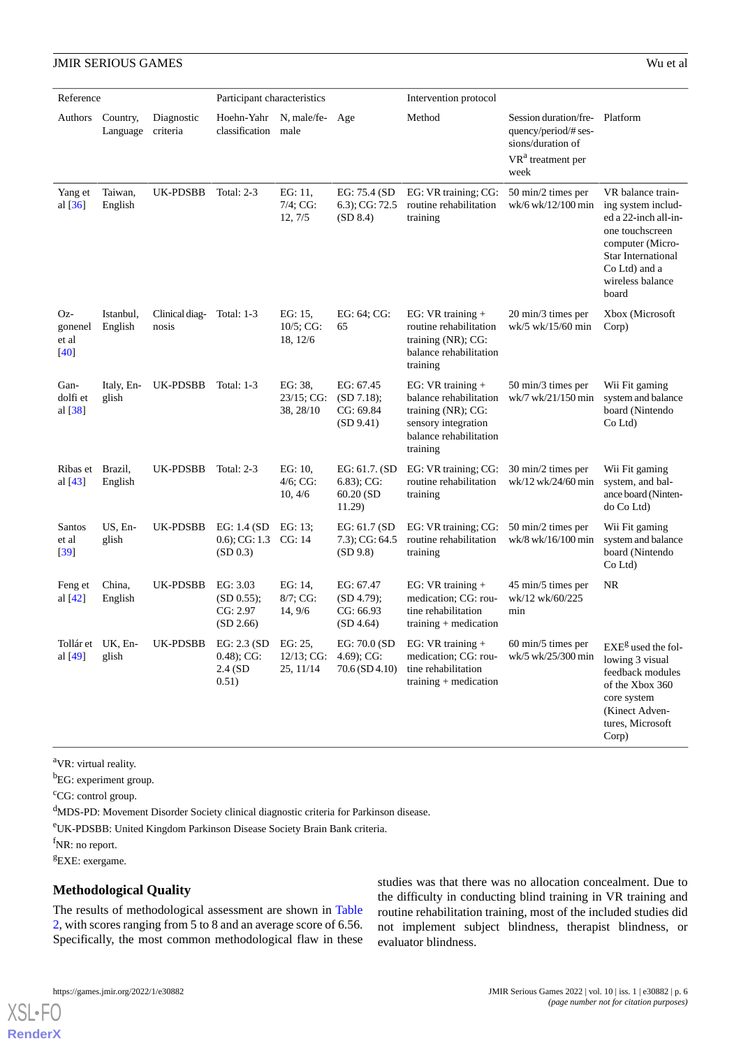| Reference | | | Participant characteristics | | | Intervention protocol | | |
|---|---|---|---|---|---|---|---|---|
| Authors | Country, Language | Diagnostic criteria | Hoehn-Yahr classification | N, male/female | Age | Method | Session duration/frequency/period/# sessions/duration of VR[a] treatment per week | Platform |
| Yang et al [36] | Taiwan, English | UK-PDSBB | Total: 2-3 | EG: 11, 7/4; CG: 12, 7/5 | EG: 75.4 (SD 6.3); CG: 72.5 (SD 8.4) | EG: VR training; CG: routine rehabilitation training | 50 min/2 times per wk/6 wk/12/100 min | VR balance training system included a 22-inch all-in-one touchscreen computer (Micro-Star International Co Ltd) and a wireless balance board |
| Ozgonenel et al [40] | Istanbul, English | Clinical diagnosis | Total: 1-3 | EG: 15, 10/5; CG: 18, 12/6 | EG: 64; CG: 65 | EG: VR training + routine rehabilitation training (NR); CG: balance rehabilitation training | 20 min/3 times per wk/5 wk/15/60 min | Xbox (Microsoft Corp) |
| Gandolfi et al [38] | Italy, English | UK-PDSBB | Total: 1-3 | EG: 38, 23/15; CG: 38, 28/10 | EG: 67.45 (SD 7.18); CG: 69.84 (SD 9.41) | EG: VR training + balance rehabilitation training (NR); CG: sensory integration balance rehabilitation training | 50 min/3 times per wk/7 wk/21/150 min | Wii Fit gaming system and balance board (Nintendo Co Ltd) |
| Ribas et al [43] | Brazil, English | UK-PDSBB | Total: 2-3 | EG: 10, 4/6; CG: 10, 4/6 | EG: 61.7. (SD 6.83); CG: 60.20 (SD 11.29) | EG: VR training; CG: routine rehabilitation training | 30 min/2 times per wk/12 wk/24/60 min | Wii Fit gaming system, and balance board (Nintendo Co Ltd) |
| Santos et al [39] | US, English | UK-PDSBB | EG: 1.4 (SD 0.6); CG: 1.3 (SD 0.3) | EG: 13; CG: 14 | EG: 61.7 (SD 7.3); CG: 64.5 (SD 9.8) | EG: VR training; CG: routine rehabilitation training | 50 min/2 times per wk/8 wk/16/100 min | Wii Fit gaming system and balance board (Nintendo Co Ltd) |
| Feng et al [42] | China, English | UK-PDSBB | EG: 3.03 (SD 0.55); CG: 2.97 (SD 2.66) | EG: 14, 8/7; CG: 14, 9/6 | EG: 67.47 (SD 4.79); CG: 66.93 (SD 4.64) | EG: VR training + medication; CG: routine rehabilitation training + medication | 45 min/5 times per wk/12 wk/60/225 min | NR |
| Tollár et al [49] | UK, English | UK-PDSBB | EG: 2.3 (SD 0.48); CG: 2.4 (SD 0.51) | EG: 25, 12/13; CG: 25, 11/14 | EG: 70.0 (SD 4.69); CG: 70.6 (SD 4.10) | EG: VR training + medication; CG: routine rehabilitation training + medication | 60 min/5 times per wk/5 wk/25/300 min | EXE[g] used the following 3 visual feedback modules of the Xbox 360 core system (Kinect Adventures, Microsoft Corp) |

[a]VR: virtual reality.

[b]EG: experiment group.

[c]CG: control group.

[d]MDS-PD: Movement Disorder Society clinical diagnostic criteria for Parkinson disease.

[e]UK-PDSBB: United Kingdom Parkinson Disease Society Brain Bank criteria.

[f]NR: no report.

[g]EXE: exergame.

### Methodological Quality

The results of methodological assessment are shown in Table 2, with scores ranging from 5 to 8 and an average score of 6.56. Specifically, the most common methodological flaw in these studies was that there was no allocation concealment. Due to the difficulty in conducting blind training in VR training and routine rehabilitation training, most of the included studies did not implement subject blindness, therapist blindness, or evaluator blindness.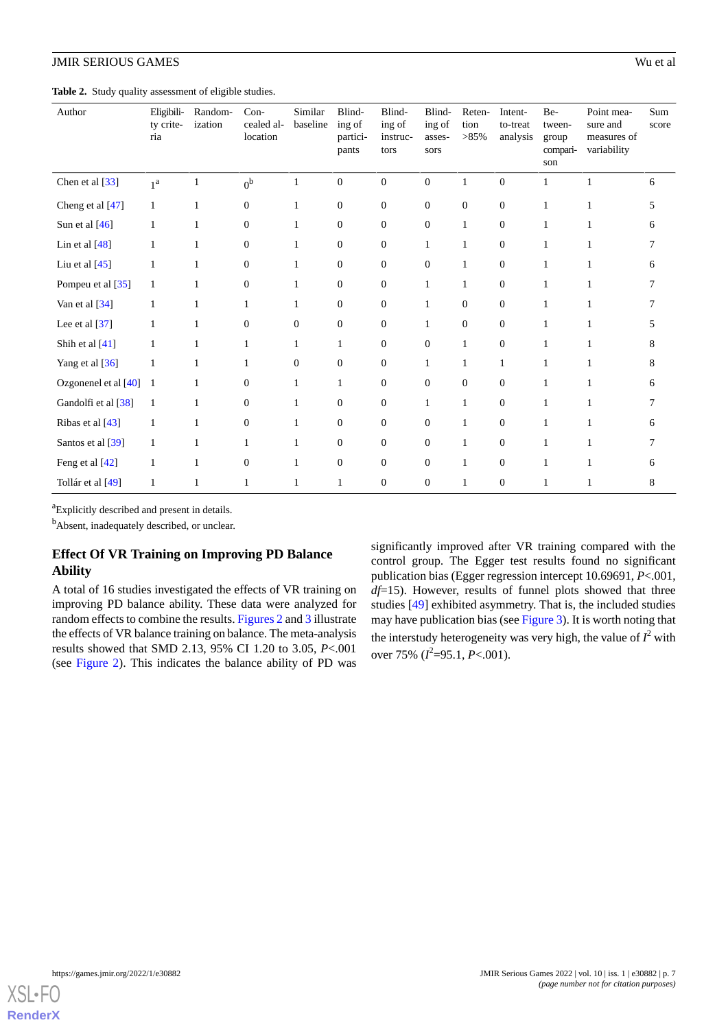**Table 2.** Study quality assessment of eligible studies.

| Author | Eligibility criteria | Randomization | Concealed allocation | Similar baseline | Blinding of participants | Blinding of instructors | Blinding of assessors | Retention >85% | Intent-to-treat analysis | Between-group comparison | Point measure and measures of variability | Sum score |
|---|---|---|---|---|---|---|---|---|---|---|---|---|
| Chen et al [33] | 1[a] | 1 | 0[b] | 1 | 0 | 0 | 0 | 1 | 0 | 1 | 1 | 6 |
| Cheng et al [47] | 1 | 1 | 0 | 1 | 0 | 0 | 0 | 0 | 0 | 1 | 1 | 5 |
| Sun et al [46] | 1 | 1 | 0 | 1 | 0 | 0 | 0 | 1 | 0 | 1 | 1 | 6 |
| Lin et al [48] | 1 | 1 | 0 | 1 | 0 | 0 | 1 | 1 | 0 | 1 | 1 | 7 |
| Liu et al [45] | 1 | 1 | 0 | 1 | 0 | 0 | 0 | 1 | 0 | 1 | 1 | 6 |
| Pompeu et al [35] | 1 | 1 | 0 | 1 | 0 | 0 | 1 | 1 | 0 | 1 | 1 | 7 |
| Van et al [34] | 1 | 1 | 1 | 1 | 0 | 0 | 1 | 0 | 0 | 1 | 1 | 7 |
| Lee et al [37] | 1 | 1 | 0 | 0 | 0 | 0 | 1 | 0 | 0 | 1 | 1 | 5 |
| Shih et al [41] | 1 | 1 | 1 | 1 | 1 | 0 | 0 | 1 | 0 | 1 | 1 | 8 |
| Yang et al [36] | 1 | 1 | 1 | 0 | 0 | 0 | 1 | 1 | 1 | 1 | 1 | 8 |
| Ozgonenel et al [40] | 1 | 1 | 0 | 1 | 1 | 0 | 0 | 0 | 0 | 1 | 1 | 6 |
| Gandolfi et al [38] | 1 | 1 | 0 | 1 | 0 | 0 | 1 | 1 | 0 | 1 | 1 | 7 |
| Ribas et al [43] | 1 | 1 | 0 | 1 | 0 | 0 | 0 | 1 | 0 | 1 | 1 | 6 |
| Santos et al [39] | 1 | 1 | 1 | 1 | 0 | 0 | 0 | 1 | 0 | 1 | 1 | 7 |
| Feng et al [42] | 1 | 1 | 0 | 1 | 0 | 0 | 0 | 1 | 0 | 1 | 1 | 6 |
| Tollár et al [49] | 1 | 1 | 1 | 1 | 1 | 0 | 0 | 1 | 0 | 1 | 1 | 8 |

[a]Explicitly described and present in details.

[b]Absent, inadequately described, or unclear.

### Effect Of VR Training on Improving PD Balance Ability

A total of 16 studies investigated the effects of VR training on improving PD balance ability. These data were analyzed for random effects to combine the results. Figures 2 and 3 illustrate the effects of VR balance training on balance. The meta-analysis results showed that SMD 2.13, 95% CI 1.20 to 3.05, $P<.001$ (see Figure 2). This indicates the balance ability of PD was significantly improved after VR training compared with the control group. The Egger test results found no significant publication bias (Egger regression intercept 10.69691, $P<.001$, $df=15$). However, results of funnel plots showed that three studies [49] exhibited asymmetry. That is, the included studies may have publication bias (see Figure 3). It is worth noting that the interstudy heterogeneity was very high, the value of $I^2$ with over 75% ($I^2=95.1$, $P<.001$).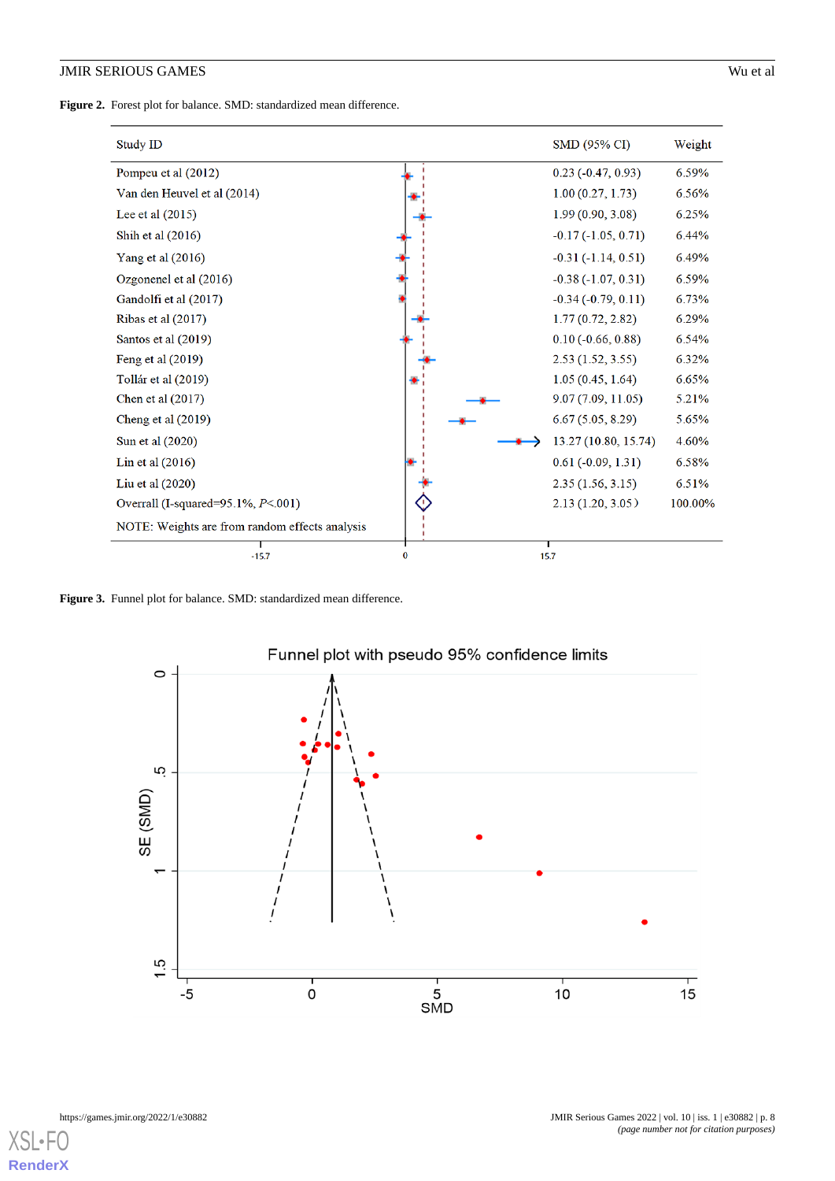**Figure 2.** Forest plot for balance. SMD: standardized mean difference.

| Study ID | SMD (95% CI) | Weight |
|---|---|---|
| Pompeu et al (2012) | 0.23 (-0.47, 0.93) | 6.59% |
| Van den Heuvel et al (2014) | 1.00 (0.27, 1.73) | 6.56% |
| Lee et al (2015) | 1.99 (0.90, 3.08) | 6.25% |
| Shih et al (2016) | -0.17 (-1.05, 0.71) | 6.44% |
| Yang et al (2016) | -0.31 (-1.14, 0.51) | 6.49% |
| Ozgonenel et al (2016) | -0.38 (-1.07, 0.31) | 6.59% |
| Gandolfi et al (2017) | -0.34 (-0.79, 0.11) | 6.73% |
| Ribas et al (2017) | 1.77 (0.72, 2.82) | 6.29% |
| Santos et al (2019) | 0.10 (-0.66, 0.88) | 6.54% |
| Feng et al (2019) | 2.53 (1.52, 3.55) | 6.32% |
| Tollár et al (2019) | 1.05 (0.45, 1.64) | 6.65% |
| Chen et al (2017) | 9.07 (7.09, 11.05) | 5.21% |
| Cheng et al (2019) | 6.67 (5.05, 8.29) | 5.65% |
| Sun et al (2020) | 13.27 (10.80, 15.74) | 4.60% |
| Lin et al (2016) | 0.61 (-0.09, 1.31) | 6.58% |
| Liu et al (2020) | 2.35 (1.56, 3.15) | 6.51% |
| Overrall (I-squared=95.1%, *P*<.001) | 2.13 (1.20, 3.05) | 100.00% |

NOTE: Weights are from random effects analysis

**Figure 3.** Funnel plot for balance. SMD: standardized mean difference.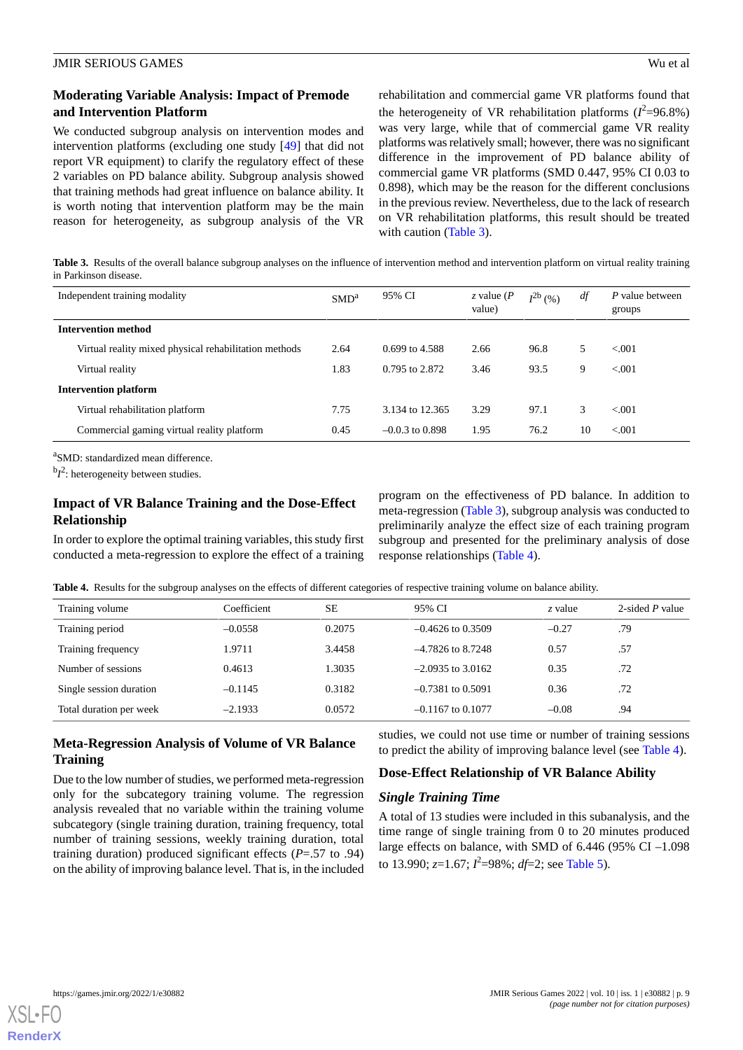## Moderating Variable Analysis: Impact of Premode and Intervention Platform

We conducted subgroup analysis on intervention modes and intervention platforms (excluding one study [49] that did not report VR equipment) to clarify the regulatory effect of these 2 variables on PD balance ability. Subgroup analysis showed that training methods had great influence on balance ability. It is worth noting that intervention platform may be the main reason for heterogeneity, as subgroup analysis of the VR rehabilitation and commercial game VR platforms found that the heterogeneity of VR rehabilitation platforms ($I^2$=96.8%) was very large, while that of commercial game VR reality platforms was relatively small; however, there was no significant difference in the improvement of PD balance ability of commercial game VR platforms (SMD 0.447, 95% CI 0.03 to 0.898), which may be the reason for the different conclusions in the previous review. Nevertheless, due to the lack of research on VR rehabilitation platforms, this result should be treated with caution (Table 3).

**Table 3.** Results of the overall balance subgroup analyses on the influence of intervention method and intervention platform on virtual reality training in Parkinson disease.

| Independent training modality | SMD[a] | 95% CI | z value (P value) | $I^{2b}$ (%) | df | P value between groups |
|---|---|---|---|---|---|---|
| **Intervention method** | | | | | | |
| Virtual reality mixed physical rehabilitation methods | 2.64 | 0.699 to 4.588 | 2.66 | 96.8 | 5 | <.001 |
| Virtual reality | 1.83 | 0.795 to 2.872 | 3.46 | 93.5 | 9 | <.001 |
| **Intervention platform** | | | | | | |
| Virtual rehabilitation platform | 7.75 | 3.134 to 12.365 | 3.29 | 97.1 | 3 | <.001 |
| Commercial gaming virtual reality platform | 0.45 | –0.0.3 to 0.898 | 1.95 | 76.2 | 10 | <.001 |

[a]SMD: standardized mean difference.

[b]$I^2$: heterogeneity between studies.

## Impact of VR Balance Training and the Dose-Effect Relationship

In order to explore the optimal training variables, this study first conducted a meta-regression to explore the effect of a training program on the effectiveness of PD balance. In addition to meta-regression (Table 3), subgroup analysis was conducted to preliminarily analyze the effect size of each training program subgroup and presented for the preliminary analysis of dose response relationships (Table 4).

**Table 4.** Results for the subgroup analyses on the effects of different categories of respective training volume on balance ability.

| Training volume | Coefficient | SE | 95% CI | z value | 2-sided P value |
|---|---|---|---|---|---|
| Training period | –0.0558 | 0.2075 | –0.4626 to 0.3509 | –0.27 | .79 |
| Training frequency | 1.9711 | 3.4458 | –4.7826 to 8.7248 | 0.57 | .57 |
| Number of sessions | 0.4613 | 1.3035 | –2.0935 to 3.0162 | 0.35 | .72 |
| Single session duration | –0.1145 | 0.3182 | –0.7381 to 0.5091 | 0.36 | .72 |
| Total duration per week | –2.1933 | 0.0572 | –0.1167 to 0.1077 | –0.08 | .94 |

## Meta-Regression Analysis of Volume of VR Balance Training

Due to the low number of studies, we performed meta-regression only for the subcategory training volume. The regression analysis revealed that no variable within the training volume subcategory (single training duration, training frequency, total number of training sessions, weekly training duration, total training duration) produced significant effects (*P*=.57 to .94) on the ability of improving balance level. That is, in the included studies, we could not use time or number of training sessions to predict the ability of improving balance level (see Table 4).

## Dose-Effect Relationship of VR Balance Ability

### Single Training Time

A total of 13 studies were included in this subanalysis, and the time range of single training from 0 to 20 minutes produced large effects on balance, with SMD of 6.446 (95% CI –1.098 to 13.990; *z*=1.67; $I^2$=98%; *df*=2; see Table 5).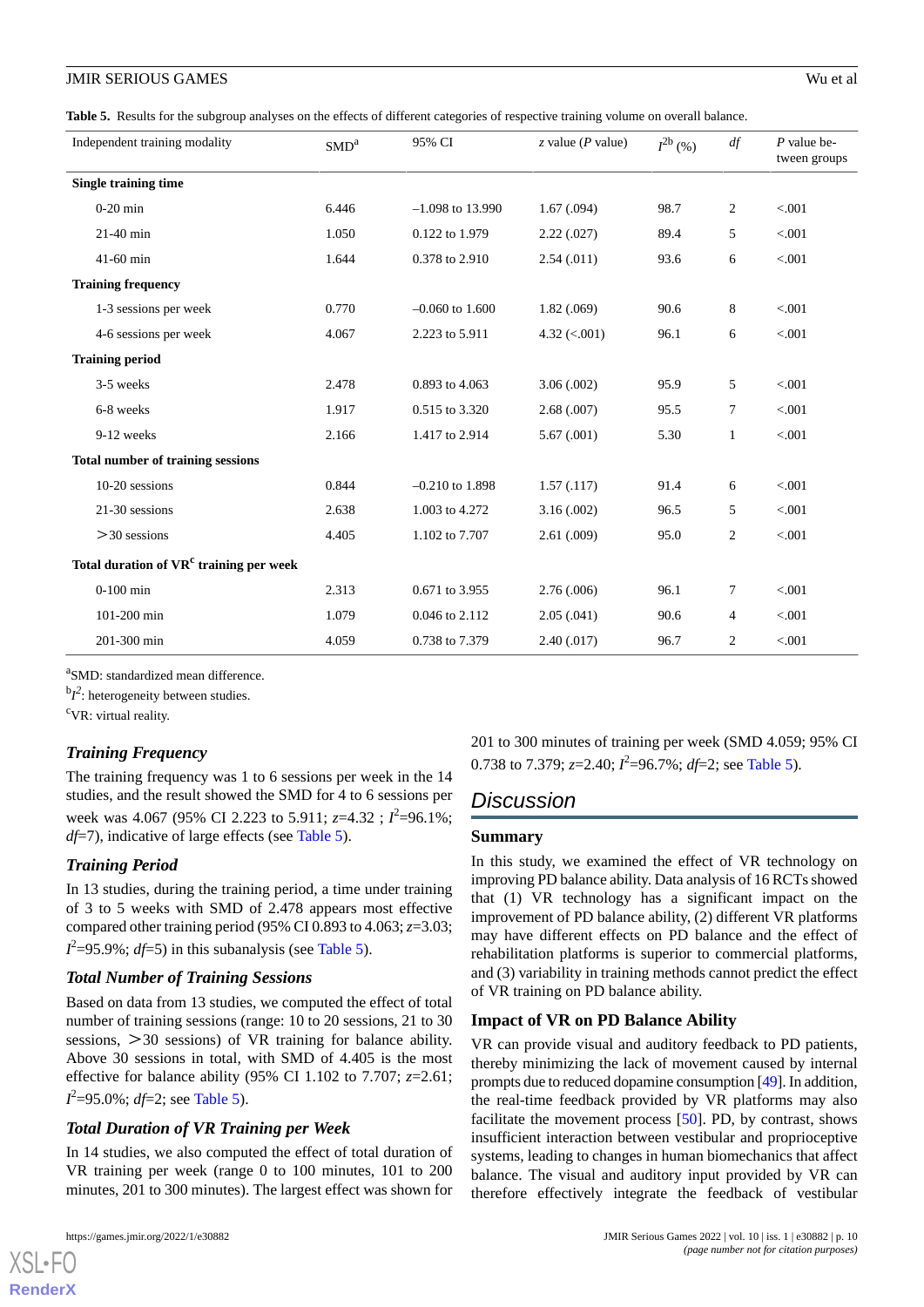**Table 5.** Results for the subgroup analyses on the effects of different categories of respective training volume on overall balance.

| Independent training modality | SMD[a] | 95% CI | z value (P value) | $I^2$[b] (%) | df | P value between groups |
|---|---|---|---|---|---|---|
| **Single training time** | | | | | | |
| 0-20 min | 6.446 | –1.098 to 13.990 | 1.67 (.094) | 98.7 | 2 | <.001 |
| 21-40 min | 1.050 | 0.122 to 1.979 | 2.22 (.027) | 89.4 | 5 | <.001 |
| 41-60 min | 1.644 | 0.378 to 2.910 | 2.54 (.011) | 93.6 | 6 | <.001 |
| **Training frequency** | | | | | | |
| 1-3 sessions per week | 0.770 | –0.060 to 1.600 | 1.82 (.069) | 90.6 | 8 | <.001 |
| 4-6 sessions per week | 4.067 | 2.223 to 5.911 | 4.32 (<.001) | 96.1 | 6 | <.001 |
| **Training period** | | | | | | |
| 3-5 weeks | 2.478 | 0.893 to 4.063 | 3.06 (.002) | 95.9 | 5 | <.001 |
| 6-8 weeks | 1.917 | 0.515 to 3.320 | 2.68 (.007) | 95.5 | 7 | <.001 |
| 9-12 weeks | 2.166 | 1.417 to 2.914 | 5.67 (.001) | 5.30 | 1 | <.001 |
| **Total number of training sessions** | | | | | | |
| 10-20 sessions | 0.844 | –0.210 to 1.898 | 1.57 (.117) | 91.4 | 6 | <.001 |
| 21-30 sessions | 2.638 | 1.003 to 4.272 | 3.16 (.002) | 96.5 | 5 | <.001 |
| >30 sessions | 4.405 | 1.102 to 7.707 | 2.61 (.009) | 95.0 | 2 | <.001 |
| **Total duration of VR[c] training per week** | | | | | | |
| 0-100 min | 2.313 | 0.671 to 3.955 | 2.76 (.006) | 96.1 | 7 | <.001 |
| 101-200 min | 1.079 | 0.046 to 2.112 | 2.05 (.041) | 90.6 | 4 | <.001 |
| 201-300 min | 4.059 | 0.738 to 7.379 | 2.40 (.017) | 96.7 | 2 | <.001 |

[a]SMD: standardized mean difference.

[b]$I^2$: heterogeneity between studies.

[c]VR: virtual reality.

### Training Frequency

The training frequency was 1 to 6 sessions per week in the 14 studies, and the result showed the SMD for 4 to 6 sessions per week was 4.067 (95% CI 2.223 to 5.911; $z$=4.32 ; $I^2$=96.1%; $df$=7), indicative of large effects (see Table 5).

### Training Period

In 13 studies, during the training period, a time under training of 3 to 5 weeks with SMD of 2.478 appears most effective compared other training period (95% CI 0.893 to 4.063; $z$=3.03; $I^2$=95.9%; $df$=5) in this subanalysis (see Table 5).

### Total Number of Training Sessions

Based on data from 13 studies, we computed the effect of total number of training sessions (range: 10 to 20 sessions, 21 to 30 sessions, >30 sessions) of VR training for balance ability. Above 30 sessions in total, with SMD of 4.405 is the most effective for balance ability (95% CI 1.102 to 7.707; $z$=2.61; $I^2$=95.0%; $df$=2; see Table 5).

### Total Duration of VR Training per Week

In 14 studies, we also computed the effect of total duration of VR training per week (range 0 to 100 minutes, 101 to 200 minutes, 201 to 300 minutes). The largest effect was shown for 201 to 300 minutes of training per week (SMD 4.059; 95% CI 0.738 to 7.379; $z$=2.40; $I^2$=96.7%; $df$=2; see Table 5).

## Discussion

### Summary

In this study, we examined the effect of VR technology on improving PD balance ability. Data analysis of 16 RCTs showed that (1) VR technology has a significant impact on the improvement of PD balance ability, (2) different VR platforms may have different effects on PD balance and the effect of rehabilitation platforms is superior to commercial platforms, and (3) variability in training methods cannot predict the effect of VR training on PD balance ability.

### Impact of VR on PD Balance Ability

VR can provide visual and auditory feedback to PD patients, thereby minimizing the lack of movement caused by internal prompts due to reduced dopamine consumption [49]. In addition, the real-time feedback provided by VR platforms may also facilitate the movement process [50]. PD, by contrast, shows insufficient interaction between vestibular and proprioceptive systems, leading to changes in human biomechanics that affect balance. The visual and auditory input provided by VR can therefore effectively integrate the feedback of vestibular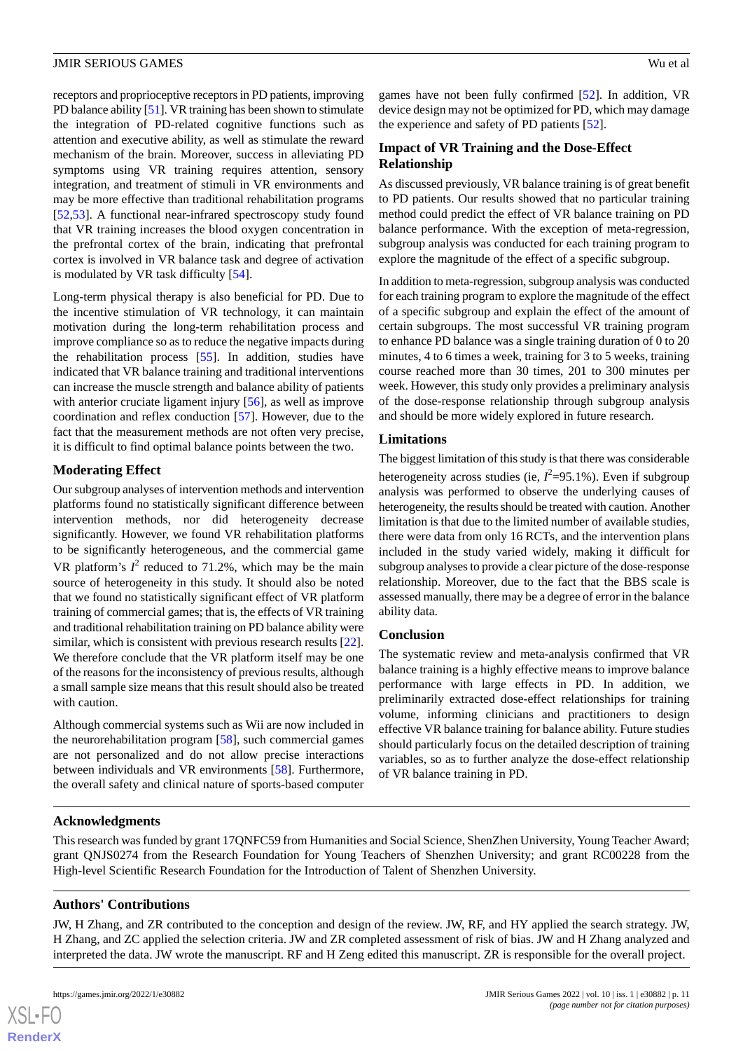receptors and proprioceptive receptors in PD patients, improving PD balance ability [51]. VR training has been shown to stimulate the integration of PD-related cognitive functions such as attention and executive ability, as well as stimulate the reward mechanism of the brain. Moreover, success in alleviating PD symptoms using VR training requires attention, sensory integration, and treatment of stimuli in VR environments and may be more effective than traditional rehabilitation programs [52,53]. A functional near-infrared spectroscopy study found that VR training increases the blood oxygen concentration in the prefrontal cortex of the brain, indicating that prefrontal cortex is involved in VR balance task and degree of activation is modulated by VR task difficulty [54].

Long-term physical therapy is also beneficial for PD. Due to the incentive stimulation of VR technology, it can maintain motivation during the long-term rehabilitation process and improve compliance so as to reduce the negative impacts during the rehabilitation process [55]. In addition, studies have indicated that VR balance training and traditional interventions can increase the muscle strength and balance ability of patients with anterior cruciate ligament injury [56], as well as improve coordination and reflex conduction [57]. However, due to the fact that the measurement methods are not often very precise, it is difficult to find optimal balance points between the two.

### Moderating Effect

Our subgroup analyses of intervention methods and intervention platforms found no statistically significant difference between intervention methods, nor did heterogeneity decrease significantly. However, we found VR rehabilitation platforms to be significantly heterogeneous, and the commercial game VR platform's $I^2$ reduced to 71.2%, which may be the main source of heterogeneity in this study. It should also be noted that we found no statistically significant effect of VR platform training of commercial games; that is, the effects of VR training and traditional rehabilitation training on PD balance ability were similar, which is consistent with previous research results [22]. We therefore conclude that the VR platform itself may be one of the reasons for the inconsistency of previous results, although a small sample size means that this result should also be treated with caution.

Although commercial systems such as Wii are now included in the neurorehabilitation program [58], such commercial games are not personalized and do not allow precise interactions between individuals and VR environments [58]. Furthermore, the overall safety and clinical nature of sports-based computer games have not been fully confirmed [52]. In addition, VR device design may not be optimized for PD, which may damage the experience and safety of PD patients [52].

### Impact of VR Training and the Dose-Effect Relationship

As discussed previously, VR balance training is of great benefit to PD patients. Our results showed that no particular training method could predict the effect of VR balance training on PD balance performance. With the exception of meta-regression, subgroup analysis was conducted for each training program to explore the magnitude of the effect of a specific subgroup.

In addition to meta-regression, subgroup analysis was conducted for each training program to explore the magnitude of the effect of a specific subgroup and explain the effect of the amount of certain subgroups. The most successful VR training program to enhance PD balance was a single training duration of 0 to 20 minutes, 4 to 6 times a week, training for 3 to 5 weeks, training course reached more than 30 times, 201 to 300 minutes per week. However, this study only provides a preliminary analysis of the dose-response relationship through subgroup analysis and should be more widely explored in future research.

### Limitations

The biggest limitation of this study is that there was considerable heterogeneity across studies (ie, $I^2$=95.1%). Even if subgroup analysis was performed to observe the underlying causes of heterogeneity, the results should be treated with caution. Another limitation is that due to the limited number of available studies, there were data from only 16 RCTs, and the intervention plans included in the study varied widely, making it difficult for subgroup analyses to provide a clear picture of the dose-response relationship. Moreover, due to the fact that the BBS scale is assessed manually, there may be a degree of error in the balance ability data.

### Conclusion

The systematic review and meta-analysis confirmed that VR balance training is a highly effective means to improve balance performance with large effects in PD. In addition, we preliminarily extracted dose-effect relationships for training volume, informing clinicians and practitioners to design effective VR balance training for balance ability. Future studies should particularly focus on the detailed description of training variables, so as to further analyze the dose-effect relationship of VR balance training in PD.

## Acknowledgments

This research was funded by grant 17QNFC59 from Humanities and Social Science, ShenZhen University, Young Teacher Award; grant QNJS0274 from the Research Foundation for Young Teachers of Shenzhen University; and grant RC00228 from the High-level Scientific Research Foundation for the Introduction of Talent of Shenzhen University.

## Authors' Contributions

JW, H Zhang, and ZR contributed to the conception and design of the review. JW, RF, and HY applied the search strategy. JW, H Zhang, and ZC applied the selection criteria. JW and ZR completed assessment of risk of bias. JW and H Zhang analyzed and interpreted the data. JW wrote the manuscript. RF and H Zeng edited this manuscript. ZR is responsible for the overall project.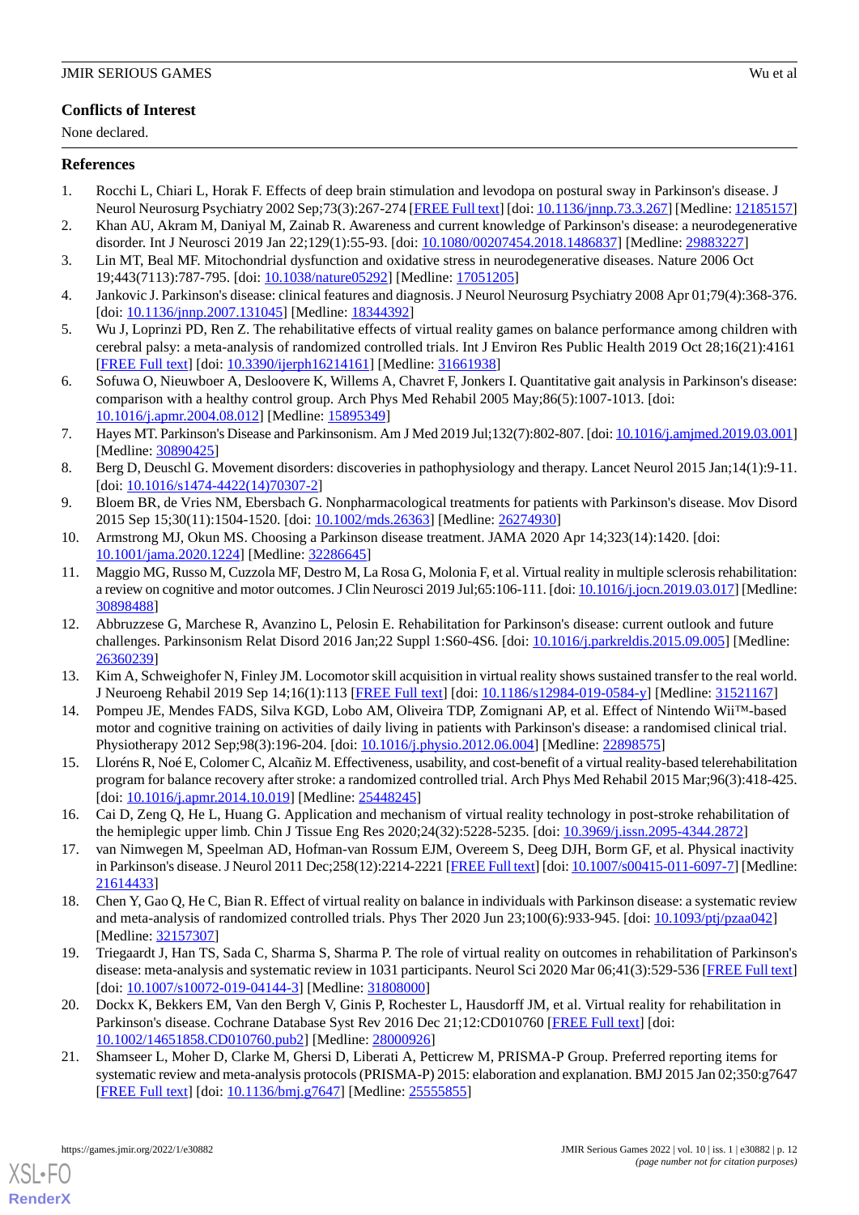## Conflicts of Interest

None declared.

## References

1. Rocchi L, Chiari L, Horak F. Effects of deep brain stimulation and levodopa on postural sway in Parkinson's disease. J Neurol Neurosurg Psychiatry 2002 Sep;73(3):267-274 [FREE Full text] [doi: 10.1136/jnnp.73.3.267] [Medline: 12185157]
2. Khan AU, Akram M, Daniyal M, Zainab R. Awareness and current knowledge of Parkinson's disease: a neurodegenerative disorder. Int J Neurosci 2019 Jan 22;129(1):55-93. [doi: 10.1080/00207454.2018.1486837] [Medline: 29883227]
3. Lin MT, Beal MF. Mitochondrial dysfunction and oxidative stress in neurodegenerative diseases. Nature 2006 Oct 19;443(7113):787-795. [doi: 10.1038/nature05292] [Medline: 17051205]
4. Jankovic J. Parkinson's disease: clinical features and diagnosis. J Neurol Neurosurg Psychiatry 2008 Apr 01;79(4):368-376. [doi: 10.1136/jnnp.2007.131045] [Medline: 18344392]
5. Wu J, Loprinzi PD, Ren Z. The rehabilitative effects of virtual reality games on balance performance among children with cerebral palsy: a meta-analysis of randomized controlled trials. Int J Environ Res Public Health 2019 Oct 28;16(21):4161 [FREE Full text] [doi: 10.3390/ijerph16214161] [Medline: 31661938]
6. Sofuwa O, Nieuwboer A, Desloovere K, Willems A, Chavret F, Jonkers I. Quantitative gait analysis in Parkinson's disease: comparison with a healthy control group. Arch Phys Med Rehabil 2005 May;86(5):1007-1013. [doi: 10.1016/j.apmr.2004.08.012] [Medline: 15895349]
7. Hayes MT. Parkinson's Disease and Parkinsonism. Am J Med 2019 Jul;132(7):802-807. [doi: 10.1016/j.amjmed.2019.03.001] [Medline: 30890425]
8. Berg D, Deuschl G. Movement disorders: discoveries in pathophysiology and therapy. Lancet Neurol 2015 Jan;14(1):9-11. [doi: 10.1016/s1474-4422(14)70307-2]
9. Bloem BR, de Vries NM, Ebersbach G. Nonpharmacological treatments for patients with Parkinson's disease. Mov Disord 2015 Sep 15;30(11):1504-1520. [doi: 10.1002/mds.26363] [Medline: 26274930]
10. Armstrong MJ, Okun MS. Choosing a Parkinson disease treatment. JAMA 2020 Apr 14;323(14):1420. [doi: 10.1001/jama.2020.1224] [Medline: 32286645]
11. Maggio MG, Russo M, Cuzzola MF, Destro M, La Rosa G, Molonia F, et al. Virtual reality in multiple sclerosis rehabilitation: a review on cognitive and motor outcomes. J Clin Neurosci 2019 Jul;65:106-111. [doi: 10.1016/j.jocn.2019.03.017] [Medline: 30898488]
12. Abbruzzese G, Marchese R, Avanzino L, Pelosin E. Rehabilitation for Parkinson's disease: current outlook and future challenges. Parkinsonism Relat Disord 2016 Jan;22 Suppl 1:S60-4S6. [doi: 10.1016/j.parkreldis.2015.09.005] [Medline: 26360239]
13. Kim A, Schweighofer N, Finley JM. Locomotor skill acquisition in virtual reality shows sustained transfer to the real world. J Neuroeng Rehabil 2019 Sep 14;16(1):113 [FREE Full text] [doi: 10.1186/s12984-019-0584-y] [Medline: 31521167]
14. Pompeu JE, Mendes FADS, Silva KGD, Lobo AM, Oliveira TDP, Zomignani AP, et al. Effect of Nintendo Wii™-based motor and cognitive training on activities of daily living in patients with Parkinson's disease: a randomised clinical trial. Physiotherapy 2012 Sep;98(3):196-204. [doi: 10.1016/j.physio.2012.06.004] [Medline: 22898575]
15. Lloréns R, Noé E, Colomer C, Alcañiz M. Effectiveness, usability, and cost-benefit of a virtual reality-based telerehabilitation program for balance recovery after stroke: a randomized controlled trial. Arch Phys Med Rehabil 2015 Mar;96(3):418-425. [doi: 10.1016/j.apmr.2014.10.019] [Medline: 25448245]
16. Cai D, Zeng Q, He L, Huang G. Application and mechanism of virtual reality technology in post-stroke rehabilitation of the hemiplegic upper limb. Chin J Tissue Eng Res 2020;24(32):5228-5235. [doi: 10.3969/j.issn.2095-4344.2872]
17. van Nimwegen M, Speelman AD, Hofman-van Rossum EJM, Overeem S, Deeg DJH, Borm GF, et al. Physical inactivity in Parkinson's disease. J Neurol 2011 Dec;258(12):2214-2221 [FREE Full text] [doi: 10.1007/s00415-011-6097-7] [Medline: 21614433]
18. Chen Y, Gao Q, He C, Bian R. Effect of virtual reality on balance in individuals with Parkinson disease: a systematic review and meta-analysis of randomized controlled trials. Phys Ther 2020 Jun 23;100(6):933-945. [doi: 10.1093/ptj/pzaa042] [Medline: 32157307]
19. Triegaardt J, Han TS, Sada C, Sharma S, Sharma P. The role of virtual reality on outcomes in rehabilitation of Parkinson's disease: meta-analysis and systematic review in 1031 participants. Neurol Sci 2020 Mar 06;41(3):529-536 [FREE Full text] [doi: 10.1007/s10072-019-04144-3] [Medline: 31808000]
20. Dockx K, Bekkers EM, Van den Bergh V, Ginis P, Rochester L, Hausdorff JM, et al. Virtual reality for rehabilitation in Parkinson's disease. Cochrane Database Syst Rev 2016 Dec 21;12:CD010760 [FREE Full text] [doi: 10.1002/14651858.CD010760.pub2] [Medline: 28000926]
21. Shamseer L, Moher D, Clarke M, Ghersi D, Liberati A, Petticrew M, PRISMA-P Group. Preferred reporting items for systematic review and meta-analysis protocols (PRISMA-P) 2015: elaboration and explanation. BMJ 2015 Jan 02;350:g7647 [FREE Full text] [doi: 10.1136/bmj.g7647] [Medline: 25555855]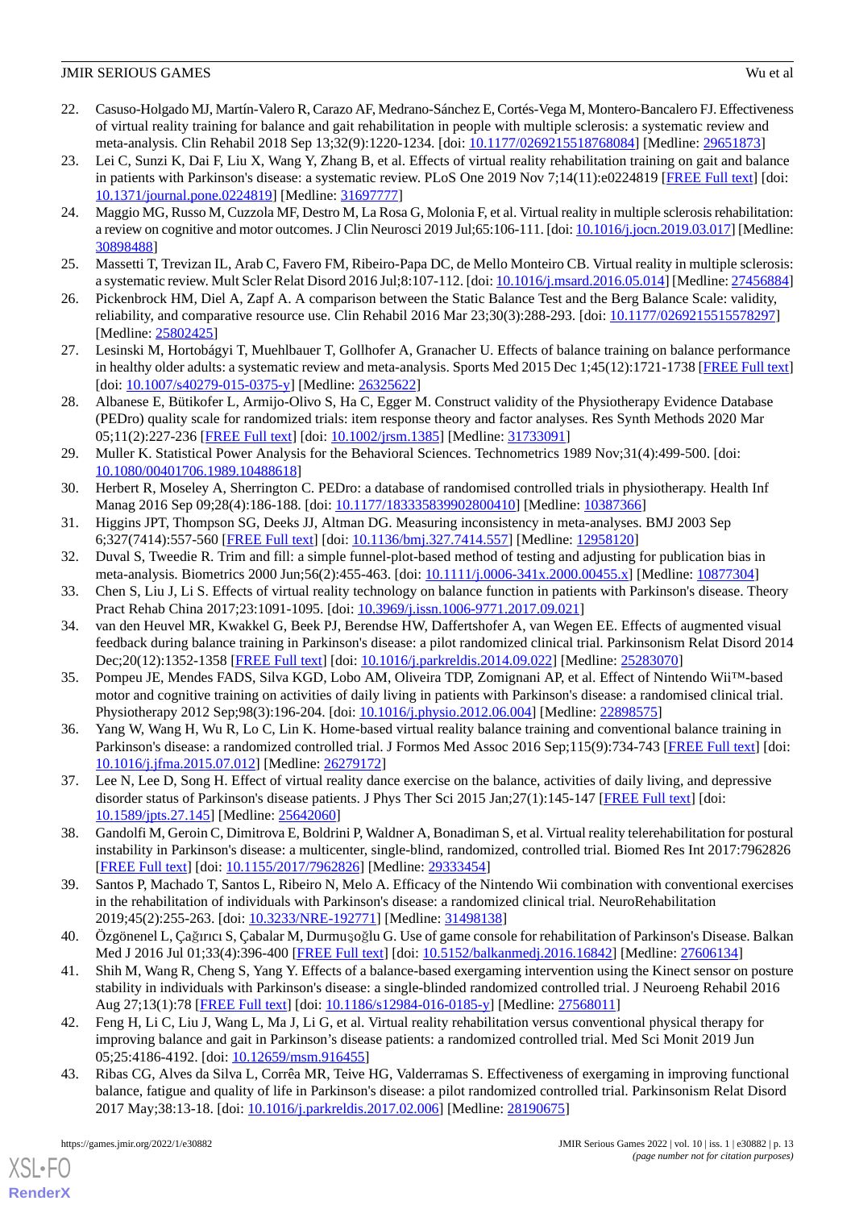22. Casuso-Holgado MJ, Martín-Valero R, Carazo AF, Medrano-Sánchez E, Cortés-Vega M, Montero-Bancalero FJ. Effectiveness of virtual reality training for balance and gait rehabilitation in people with multiple sclerosis: a systematic review and meta-analysis. Clin Rehabil 2018 Sep 13;32(9):1220-1234. [doi: 10.1177/0269215518768084] [Medline: 29651873]
23. Lei C, Sunzi K, Dai F, Liu X, Wang Y, Zhang B, et al. Effects of virtual reality rehabilitation training on gait and balance in patients with Parkinson's disease: a systematic review. PLoS One 2019 Nov 7;14(11):e0224819 [FREE Full text] [doi: 10.1371/journal.pone.0224819] [Medline: 31697777]
24. Maggio MG, Russo M, Cuzzola MF, Destro M, La Rosa G, Molonia F, et al. Virtual reality in multiple sclerosis rehabilitation: a review on cognitive and motor outcomes. J Clin Neurosci 2019 Jul;65:106-111. [doi: 10.1016/j.jocn.2019.03.017] [Medline: 30898488]
25. Massetti T, Trevizan IL, Arab C, Favero FM, Ribeiro-Papa DC, de Mello Monteiro CB. Virtual reality in multiple sclerosis: a systematic review. Mult Scler Relat Disord 2016 Jul;8:107-112. [doi: 10.1016/j.msard.2016.05.014] [Medline: 27456884]
26. Pickenbrock HM, Diel A, Zapf A. A comparison between the Static Balance Test and the Berg Balance Scale: validity, reliability, and comparative resource use. Clin Rehabil 2016 Mar 23;30(3):288-293. [doi: 10.1177/0269215515578297] [Medline: 25802425]
27. Lesinski M, Hortobágyi T, Muehlbauer T, Gollhofer A, Granacher U. Effects of balance training on balance performance in healthy older adults: a systematic review and meta-analysis. Sports Med 2015 Dec 1;45(12):1721-1738 [FREE Full text] [doi: 10.1007/s40279-015-0375-y] [Medline: 26325622]
28. Albanese E, Bütikofer L, Armijo-Olivo S, Ha C, Egger M. Construct validity of the Physiotherapy Evidence Database (PEDro) quality scale for randomized trials: item response theory and factor analyses. Res Synth Methods 2020 Mar 05;11(2):227-236 [FREE Full text] [doi: 10.1002/jrsm.1385] [Medline: 31733091]
29. Muller K. Statistical Power Analysis for the Behavioral Sciences. Technometrics 1989 Nov;31(4):499-500. [doi: 10.1080/00401706.1989.10488618]
30. Herbert R, Moseley A, Sherrington C. PEDro: a database of randomised controlled trials in physiotherapy. Health Inf Manag 2016 Sep 09;28(4):186-188. [doi: 10.1177/183335839902800410] [Medline: 10387366]
31. Higgins JPT, Thompson SG, Deeks JJ, Altman DG. Measuring inconsistency in meta-analyses. BMJ 2003 Sep 6;327(7414):557-560 [FREE Full text] [doi: 10.1136/bmj.327.7414.557] [Medline: 12958120]
32. Duval S, Tweedie R. Trim and fill: a simple funnel-plot-based method of testing and adjusting for publication bias in meta-analysis. Biometrics 2000 Jun;56(2):455-463. [doi: 10.1111/j.0006-341x.2000.00455.x] [Medline: 10877304]
33. Chen S, Liu J, Li S. Effects of virtual reality technology on balance function in patients with Parkinson's disease. Theory Pract Rehab China 2017;23:1091-1095. [doi: 10.3969/j.issn.1006-9771.2017.09.021]
34. van den Heuvel MR, Kwakkel G, Beek PJ, Berendse HW, Daffertshofer A, van Wegen EE. Effects of augmented visual feedback during balance training in Parkinson's disease: a pilot randomized clinical trial. Parkinsonism Relat Disord 2014 Dec;20(12):1352-1358 [FREE Full text] [doi: 10.1016/j.parkreldis.2014.09.022] [Medline: 25283070]
35. Pompeu JE, Mendes FADS, Silva KGD, Lobo AM, Oliveira TDP, Zomignani AP, et al. Effect of Nintendo Wii™-based motor and cognitive training on activities of daily living in patients with Parkinson's disease: a randomised clinical trial. Physiotherapy 2012 Sep;98(3):196-204. [doi: 10.1016/j.physio.2012.06.004] [Medline: 22898575]
36. Yang W, Wang H, Wu R, Lo C, Lin K. Home-based virtual reality balance training and conventional balance training in Parkinson's disease: a randomized controlled trial. J Formos Med Assoc 2016 Sep;115(9):734-743 [FREE Full text] [doi: 10.1016/j.jfma.2015.07.012] [Medline: 26279172]
37. Lee N, Lee D, Song H. Effect of virtual reality dance exercise on the balance, activities of daily living, and depressive disorder status of Parkinson's disease patients. J Phys Ther Sci 2015 Jan;27(1):145-147 [FREE Full text] [doi: 10.1589/jpts.27.145] [Medline: 25642060]
38. Gandolfi M, Geroin C, Dimitrova E, Boldrini P, Waldner A, Bonadiman S, et al. Virtual reality telerehabilitation for postural instability in Parkinson's disease: a multicenter, single-blind, randomized, controlled trial. Biomed Res Int 2017:7962826 [FREE Full text] [doi: 10.1155/2017/7962826] [Medline: 29333454]
39. Santos P, Machado T, Santos L, Ribeiro N, Melo A. Efficacy of the Nintendo Wii combination with conventional exercises in the rehabilitation of individuals with Parkinson's disease: a randomized clinical trial. NeuroRehabilitation 2019;45(2):255-263. [doi: 10.3233/NRE-192771] [Medline: 31498138]
40. Özgönenel L, Çağırıcı S, Çabalar M, Durmuşoğlu G. Use of game console for rehabilitation of Parkinson's Disease. Balkan Med J 2016 Jul 01;33(4):396-400 [FREE Full text] [doi: 10.5152/balkanmedj.2016.16842] [Medline: 27606134]
41. Shih M, Wang R, Cheng S, Yang Y. Effects of a balance-based exergaming intervention using the Kinect sensor on posture stability in individuals with Parkinson's disease: a single-blinded randomized controlled trial. J Neuroeng Rehabil 2016 Aug 27;13(1):78 [FREE Full text] [doi: 10.1186/s12984-016-0185-y] [Medline: 27568011]
42. Feng H, Li C, Liu J, Wang L, Ma J, Li G, et al. Virtual reality rehabilitation versus conventional physical therapy for improving balance and gait in Parkinson's disease patients: a randomized controlled trial. Med Sci Monit 2019 Jun 05;25:4186-4192. [doi: 10.12659/msm.916455]
43. Ribas CG, Alves da Silva L, Corrêa MR, Teive HG, Valderramas S. Effectiveness of exergaming in improving functional balance, fatigue and quality of life in Parkinson's disease: a pilot randomized controlled trial. Parkinsonism Relat Disord 2017 May;38:13-18. [doi: 10.1016/j.parkreldis.2017.02.006] [Medline: 28190675]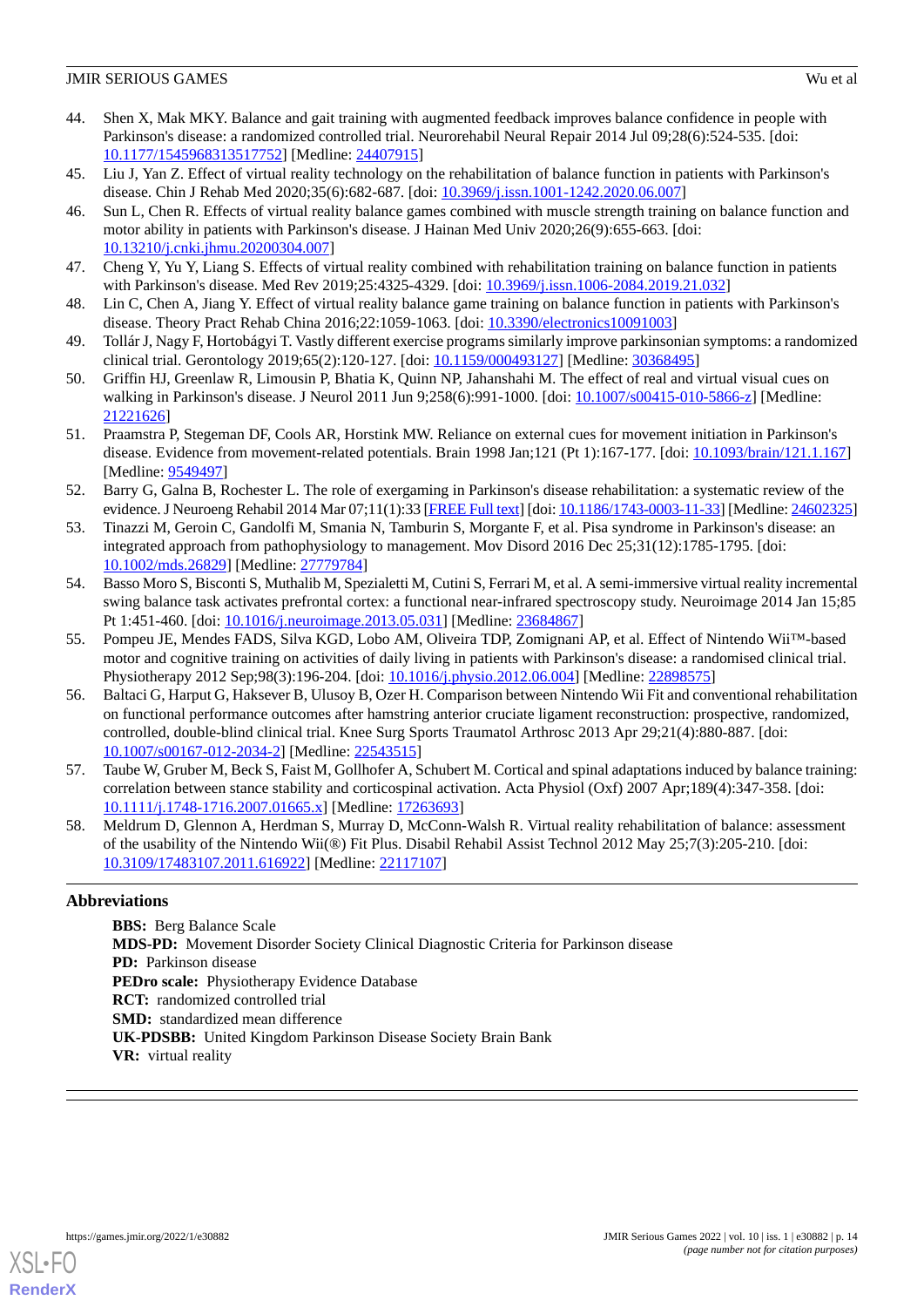44. Shen X, Mak MKY. Balance and gait training with augmented feedback improves balance confidence in people with Parkinson's disease: a randomized controlled trial. Neurorehabil Neural Repair 2014 Jul 09;28(6):524-535. [doi: 10.1177/1545968313517752] [Medline: 24407915]
45. Liu J, Yan Z. Effect of virtual reality technology on the rehabilitation of balance function in patients with Parkinson's disease. Chin J Rehab Med 2020;35(6):682-687. [doi: 10.3969/j.issn.1001-1242.2020.06.007]
46. Sun L, Chen R. Effects of virtual reality balance games combined with muscle strength training on balance function and motor ability in patients with Parkinson's disease. J Hainan Med Univ 2020;26(9):655-663. [doi: 10.13210/j.cnki.jhmu.20200304.007]
47. Cheng Y, Yu Y, Liang S. Effects of virtual reality combined with rehabilitation training on balance function in patients with Parkinson's disease. Med Rev 2019;25:4325-4329. [doi: 10.3969/j.issn.1006-2084.2019.21.032]
48. Lin C, Chen A, Jiang Y. Effect of virtual reality balance game training on balance function in patients with Parkinson's disease. Theory Pract Rehab China 2016;22:1059-1063. [doi: 10.3390/electronics10091003]
49. Tollár J, Nagy F, Hortobágyi T. Vastly different exercise programs similarly improve parkinsonian symptoms: a randomized clinical trial. Gerontology 2019;65(2):120-127. [doi: 10.1159/000493127] [Medline: 30368495]
50. Griffin HJ, Greenlaw R, Limousin P, Bhatia K, Quinn NP, Jahanshahi M. The effect of real and virtual visual cues on walking in Parkinson's disease. J Neurol 2011 Jun 9;258(6):991-1000. [doi: 10.1007/s00415-010-5866-z] [Medline: 21221626]
51. Praamstra P, Stegeman DF, Cools AR, Horstink MW. Reliance on external cues for movement initiation in Parkinson's disease. Evidence from movement-related potentials. Brain 1998 Jan;121 (Pt 1):167-177. [doi: 10.1093/brain/121.1.167] [Medline: 9549497]
52. Barry G, Galna B, Rochester L. The role of exergaming in Parkinson's disease rehabilitation: a systematic review of the evidence. J Neuroeng Rehabil 2014 Mar 07;11(1):33 [FREE Full text] [doi: 10.1186/1743-0003-11-33] [Medline: 24602325]
53. Tinazzi M, Geroin C, Gandolfi M, Smania N, Tamburin S, Morgante F, et al. Pisa syndrome in Parkinson's disease: an integrated approach from pathophysiology to management. Mov Disord 2016 Dec 25;31(12):1785-1795. [doi: 10.1002/mds.26829] [Medline: 27779784]
54. Basso Moro S, Bisconti S, Muthalib M, Spezialetti M, Cutini S, Ferrari M, et al. A semi-immersive virtual reality incremental swing balance task activates prefrontal cortex: a functional near-infrared spectroscopy study. Neuroimage 2014 Jan 15;85 Pt 1:451-460. [doi: 10.1016/j.neuroimage.2013.05.031] [Medline: 23684867]
55. Pompeu JE, Mendes FADS, Silva KGD, Lobo AM, Oliveira TDP, Zomignani AP, et al. Effect of Nintendo Wii™-based motor and cognitive training on activities of daily living in patients with Parkinson's disease: a randomised clinical trial. Physiotherapy 2012 Sep;98(3):196-204. [doi: 10.1016/j.physio.2012.06.004] [Medline: 22898575]
56. Baltaci G, Harput G, Haksever B, Ulusoy B, Ozer H. Comparison between Nintendo Wii Fit and conventional rehabilitation on functional performance outcomes after hamstring anterior cruciate ligament reconstruction: prospective, randomized, controlled, double-blind clinical trial. Knee Surg Sports Traumatol Arthrosc 2013 Apr 29;21(4):880-887. [doi: 10.1007/s00167-012-2034-2] [Medline: 22543515]
57. Taube W, Gruber M, Beck S, Faist M, Gollhofer A, Schubert M. Cortical and spinal adaptations induced by balance training: correlation between stance stability and corticospinal activation. Acta Physiol (Oxf) 2007 Apr;189(4):347-358. [doi: 10.1111/j.1748-1716.2007.01665.x] [Medline: 17263693]
58. Meldrum D, Glennon A, Herdman S, Murray D, McConn-Walsh R. Virtual reality rehabilitation of balance: assessment of the usability of the Nintendo Wii(®) Fit Plus. Disabil Rehabil Assist Technol 2012 May 25;7(3):205-210. [doi: 10.3109/17483107.2011.616922] [Medline: 22117107]

## Abbreviations

**BBS:** Berg Balance Scale
**MDS-PD:** Movement Disorder Society Clinical Diagnostic Criteria for Parkinson disease
**PD:** Parkinson disease
**PEDro scale:** Physiotherapy Evidence Database
**RCT:** randomized controlled trial
**SMD:** standardized mean difference
**UK-PDSBB:** United Kingdom Parkinson Disease Society Brain Bank
**VR:** virtual reality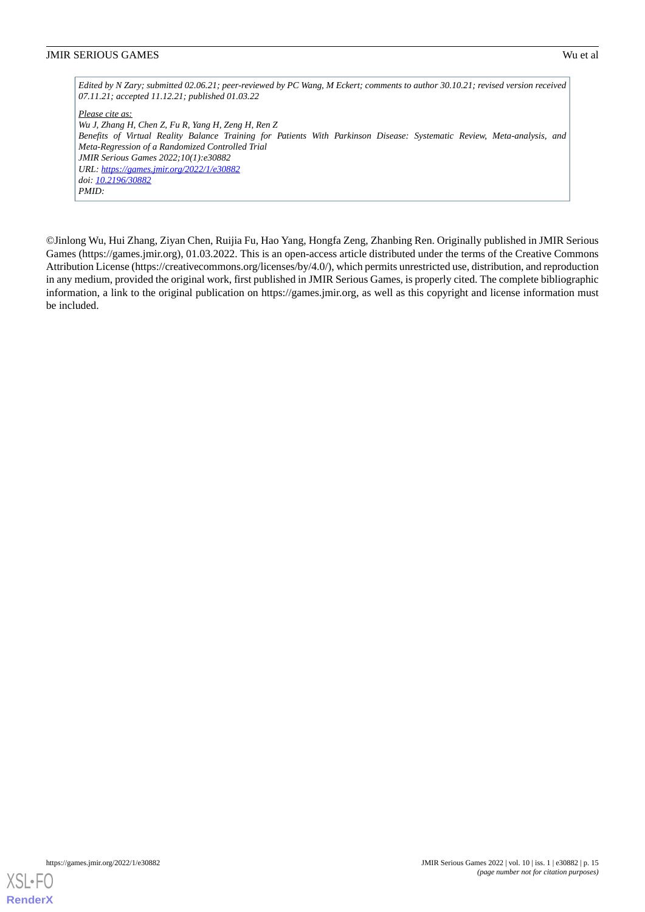*Edited by N Zary; submitted 02.06.21; peer-reviewed by PC Wang, M Eckert; comments to author 30.10.21; revised version received 07.11.21; accepted 11.12.21; published 01.03.22*

*Please cite as:*
*Wu J, Zhang H, Chen Z, Fu R, Yang H, Zeng H, Ren Z*
*Benefits of Virtual Reality Balance Training for Patients With Parkinson Disease: Systematic Review, Meta-analysis, and Meta-Regression of a Randomized Controlled Trial*
*JMIR Serious Games 2022;10(1):e30882*
*URL: https://games.jmir.org/2022/1/e30882*
*doi: 10.2196/30882*
*PMID:*

©Jinlong Wu, Hui Zhang, Ziyan Chen, Ruijia Fu, Hao Yang, Hongfa Zeng, Zhanbing Ren. Originally published in JMIR Serious Games (https://games.jmir.org), 01.03.2022. This is an open-access article distributed under the terms of the Creative Commons Attribution License (https://creativecommons.org/licenses/by/4.0/), which permits unrestricted use, distribution, and reproduction in any medium, provided the original work, first published in JMIR Serious Games, is properly cited. The complete bibliographic information, a link to the original publication on https://games.jmir.org, as well as this copyright and license information must be included.